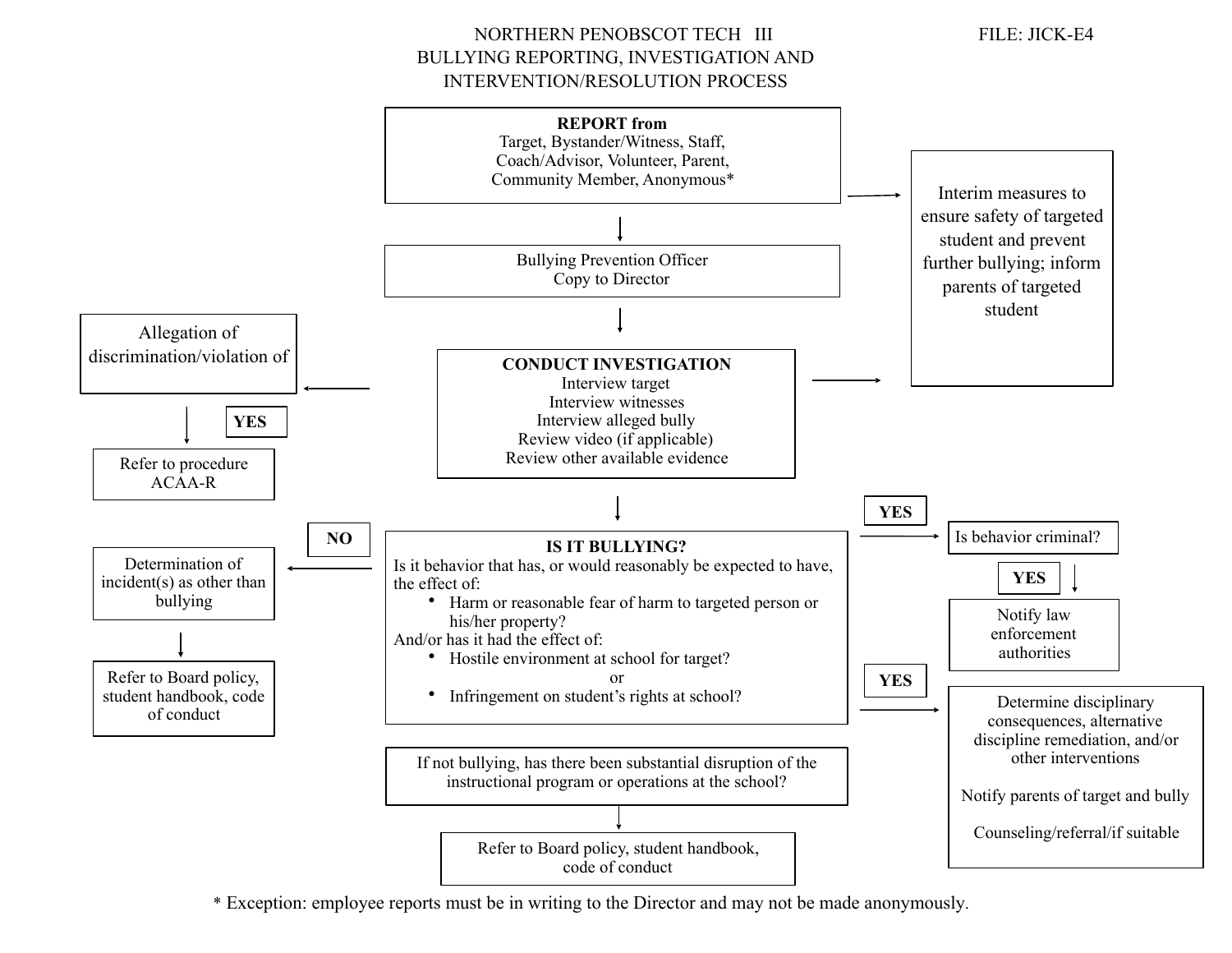# NORTHERN PENOBSCOT TECH III
# BULLYING REPORTING, INVESTIGATION AND INTERVENTION/RESOLUTION PROCESS

FILE: JICK-E4

**REPORT from**
Target, Bystander/Witness, Staff, Coach/Advisor, Volunteer, Parent, Community Member, Anonymous*

→ Interim measures to ensure safety of targeted student and prevent further bullying; inform parents of targeted student

↓

Bullying Prevention Officer
Copy to Director

↓

**CONDUCT INVESTIGATION**
Interview target
Interview witnesses
Interview alleged bully
Review video (if applicable)
Review other available evidence

→ Interim measures to ensure safety of targeted student and prevent further bullying; inform parents of targeted student

← Allegation of discrimination/violation of
↓ **YES**
Refer to procedure ACAA-R

↓

**IS IT BULLYING?**
Is it behavior that has, or would reasonably be expected to have, the effect of:
- Harm or reasonable fear of harm to targeted person or his/her property?

And/or has it had the effect of:
- Hostile environment at school for target?

or
- Infringement on student's rights at school?

**NO** ← Determination of incident(s) as other than bullying
↓
Refer to Board policy, student handbook, code of conduct

**YES** → Is behavior criminal?
↓ **YES**
Notify law enforcement authorities

**YES** → Determine disciplinary consequences, alternative discipline remediation, and/or other interventions

Notify parents of target and bully

Counseling/referral/if suitable

If not bullying, has there been substantial disruption of the instructional program or operations at the school?
↓
Refer to Board policy, student handbook, code of conduct

\* Exception: employee reports must be in writing to the Director and may not be made anonymously.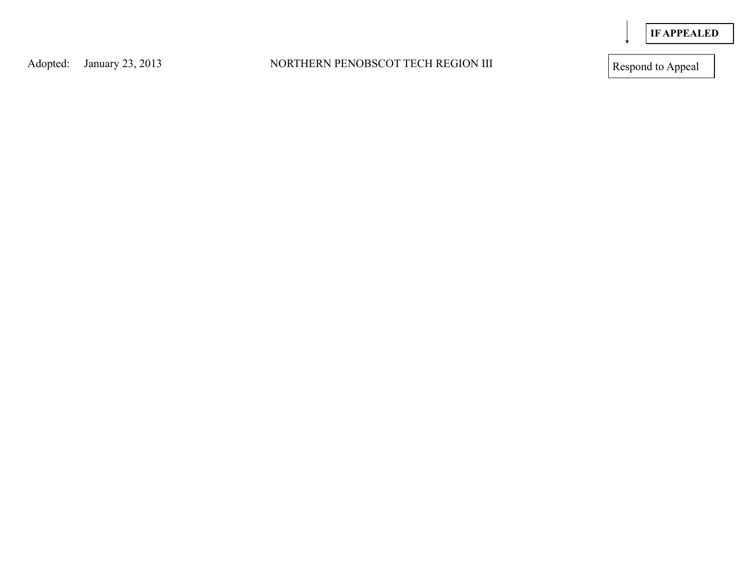**IF APPEALED**

Respond to Appeal

Adopted: January 23, 2013

NORTHERN PENOBSCOT TECH REGION III